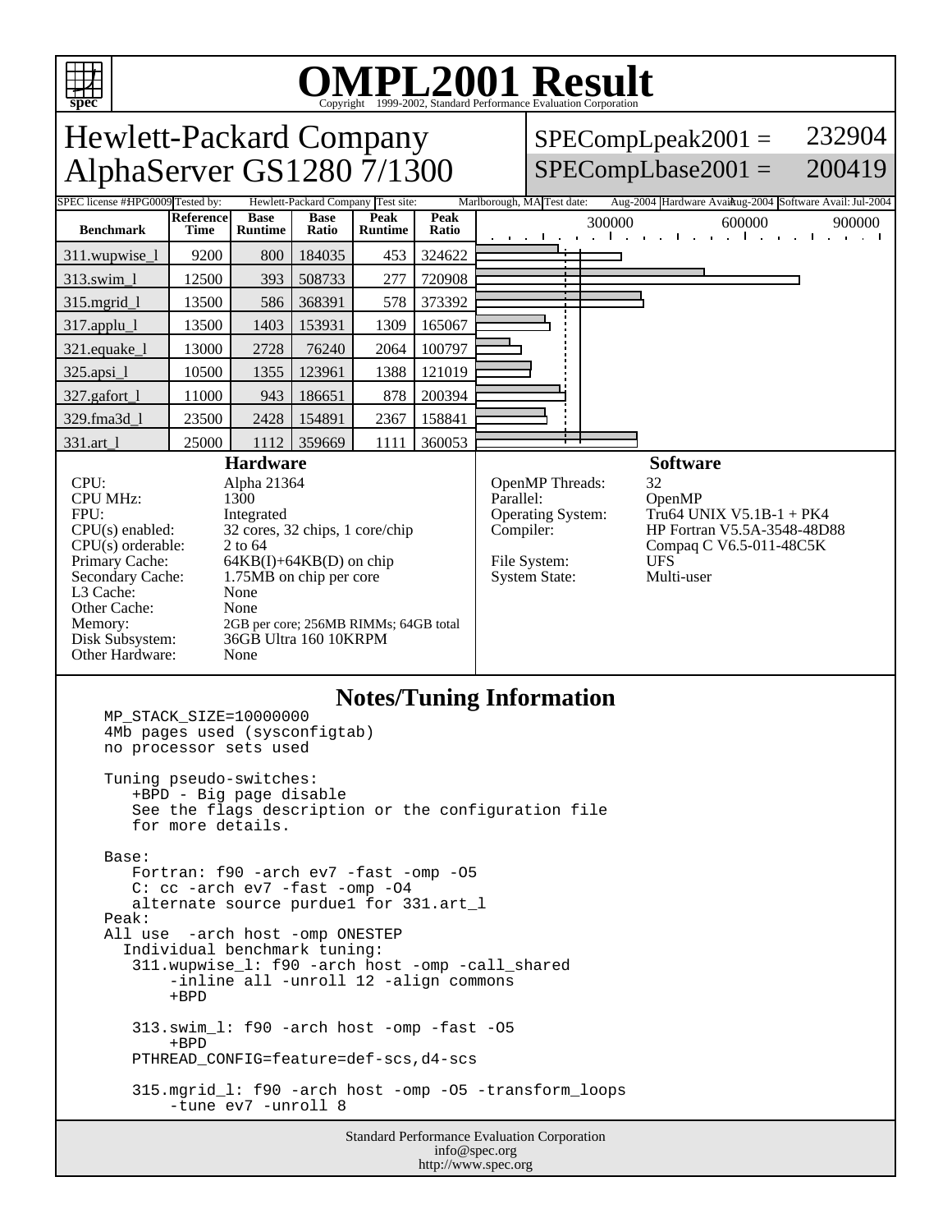# OMPL2001 Result

Copyright 1999-2002, Standard Performance Evaluation Corporation

## Hewlett-Packard Company
## AlphaServer GS1280 7/1300

SPECompLpeak2001 = 232904

SPECompLbase2001 = 200419

SPEC license #: HPG0009 | Tested by: Hewlett-Packard Company | Test site: Marlborough, MA | Test date: Aug-2004 | Hardware Avail: Aug-2004 | Software Avail: Jul-2004

| Benchmark | Reference Time | Base Runtime | Base Ratio | Peak Runtime | Peak Ratio |
|---|---|---|---|---|---|
| 311.wupwise_l | 9200 | 800 | 184035 | 453 | 324622 |
| 313.swim_l | 12500 | 393 | 508733 | 277 | 720908 |
| 315.mgrid_l | 13500 | 586 | 368391 | 578 | 373392 |
| 317.applu_l | 13500 | 1403 | 153931 | 1309 | 165067 |
| 321.equake_l | 13000 | 2728 | 76240 | 2064 | 100797 |
| 325.apsi_l | 10500 | 1355 | 123961 | 1388 | 121019 |
| 327.gafort_l | 11000 | 943 | 186651 | 878 | 200394 |
| 329.fma3d_l | 23500 | 2428 | 154891 | 2367 | 158841 |
| 331.art_l | 25000 | 1112 | 359669 | 1111 | 360053 |

### Hardware

| | |
|---|---|
| CPU: | Alpha 21364 |
| CPU MHz: | 1300 |
| FPU: | Integrated |
| CPU(s) enabled: | 32 cores, 32 chips, 1 core/chip |
| CPU(s) orderable: | 2 to 64 |
| Primary Cache: | 64KB(I)+64KB(D) on chip |
| Secondary Cache: | 1.75MB on chip per core |
| L3 Cache: | None |
| Other Cache: | None |
| Memory: | 2GB per core; 256MB RIMMs; 64GB total |
| Disk Subsystem: | 36GB Ultra 160 10KRPM |
| Other Hardware: | None |

### Software

| | |
|---|---|
| OpenMP Threads: | 32 |
| Parallel: | OpenMP |
| Operating System: | Tru64 UNIX V5.1B-1 + PK4 |
| Compiler: | HP Fortran V5.5A-3548-48D88<br>Compaq C V6.5-011-48C5K |
| File System: | UFS |
| System State: | Multi-user |

### Notes/Tuning Information

```
MP_STACK_SIZE=10000000
4Mb pages used (sysconfigtab)
no processor sets used

Tuning pseudo-switches:
   +BPD - Big page disable
   See the flags description or the configuration file
   for more details.

Base:
   Fortran: f90 -arch ev7 -fast -omp -O5
   C: cc -arch ev7 -fast -omp -O4
   alternate source purdue1 for 331.art_l
Peak:
All use  -arch host -omp ONESTEP
  Individual benchmark tuning:
   311.wupwise_l: f90 -arch host -omp -call_shared
       -inline all -unroll 12 -align commons
       +BPD

   313.swim_l: f90 -arch host -omp -fast -O5
       +BPD
   PTHREAD_CONFIG=feature=def-scs,d4-scs

   315.mgrid_l: f90 -arch host -omp -O5 -transform_loops
       -tune ev7 -unroll 8
```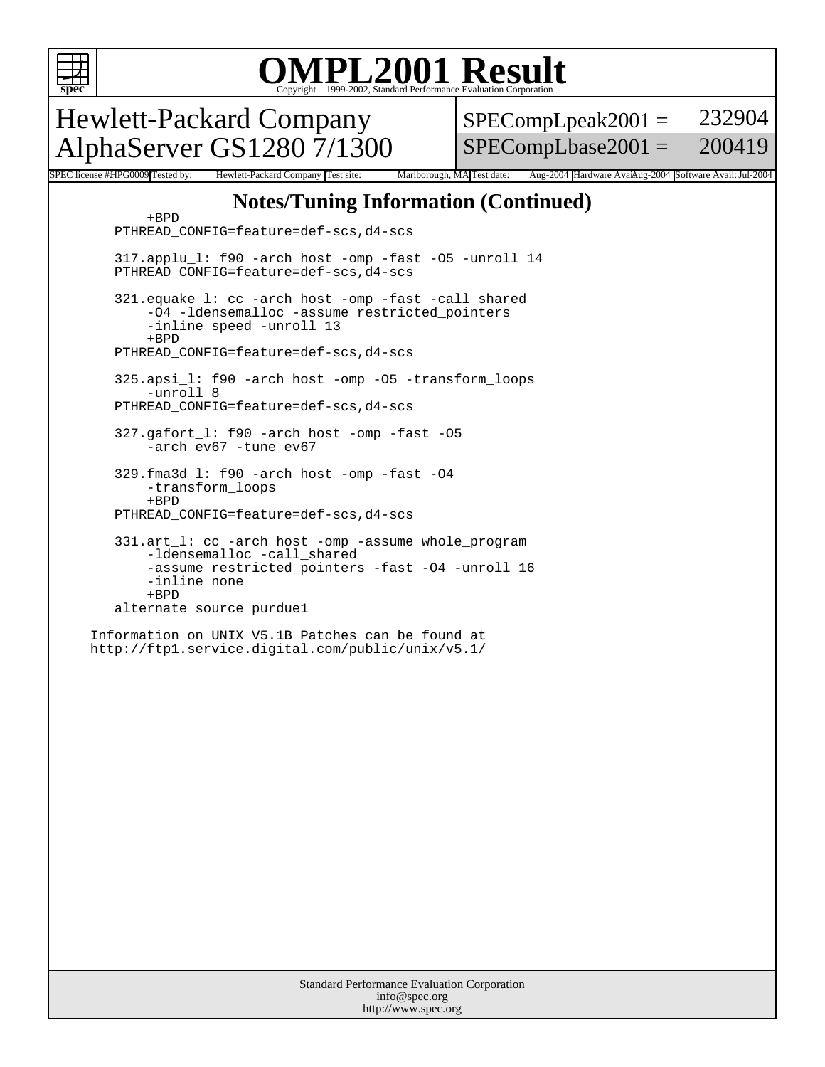## Notes/Tuning Information (Continued)

```
         +BPD
     PTHREAD_CONFIG=feature=def-scs,d4-scs

     317.applu_l: f90 -arch host -omp -fast -O5 -unroll 14
     PTHREAD_CONFIG=feature=def-scs,d4-scs

     321.equake_l: cc -arch host -omp -fast -call_shared
         -O4 -ldensemalloc -assume restricted_pointers
         -inline speed -unroll 13
         +BPD
     PTHREAD_CONFIG=feature=def-scs,d4-scs

     325.apsi_l: f90 -arch host -omp -O5 -transform_loops
         -unroll 8
     PTHREAD_CONFIG=feature=def-scs,d4-scs

     327.gafort_l: f90 -arch host -omp -fast -O5
         -arch ev67 -tune ev67

     329.fma3d_l: f90 -arch host -omp -fast -O4
         -transform_loops
         +BPD
     PTHREAD_CONFIG=feature=def-scs,d4-scs

     331.art_l: cc -arch host -omp -assume whole_program
         -ldensemalloc -call_shared
         -assume restricted_pointers -fast -O4 -unroll 16
         -inline none
         +BPD
     alternate source purdue1

  Information on UNIX V5.1B Patches can be found at
  http://ftp1.service.digital.com/public/unix/v5.1/
```